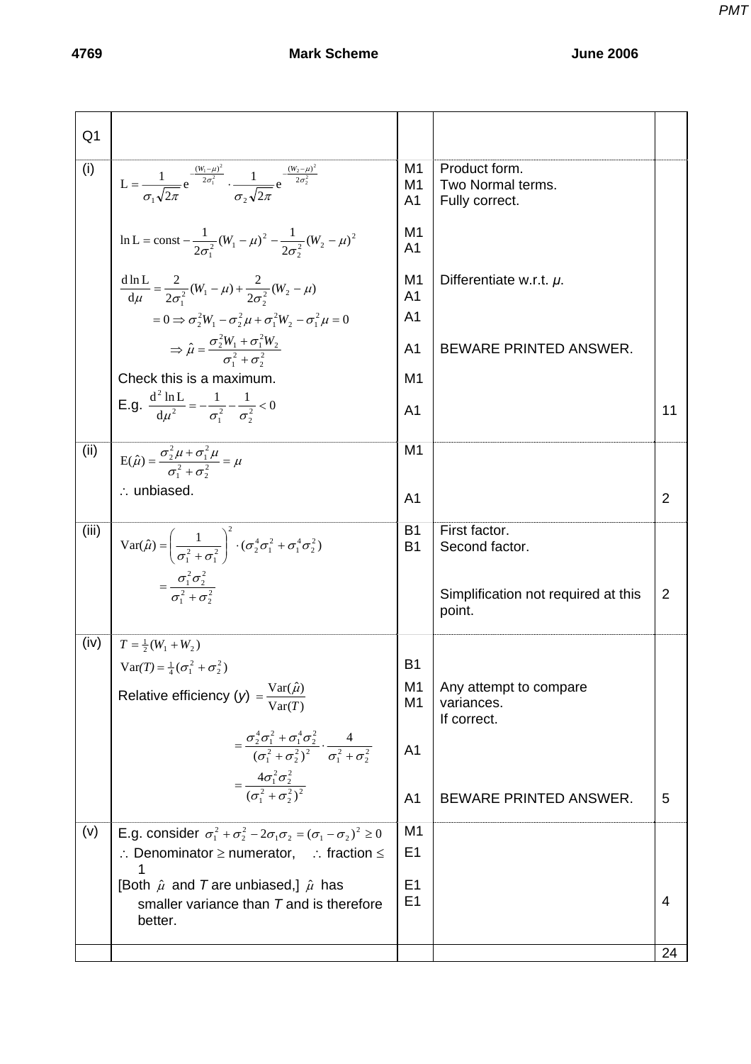**4769 Mark Scheme June 2006**

| Q1 | | | | |
|---|---|---|---|---|
| (i) | $\text{L} = \dfrac{1}{\sigma_1\sqrt{2\pi}} \text{e}^{-\frac{(W_1-\mu)^2}{2\sigma_1^2}} \cdot \dfrac{1}{\sigma_2\sqrt{2\pi}} \text{e}^{-\frac{(W_2-\mu)^2}{2\sigma_2^2}}$ | M1<br>M1<br>A1 | Product form.<br>Two Normal terms.<br>Fully correct. | |
| | $\ln \text{L} = \text{const} - \dfrac{1}{2\sigma_1^2}(W_1-\mu)^2 - \dfrac{1}{2\sigma_2^2}(W_2-\mu)^2$ | M1<br>A1 | | |
| | $\dfrac{\text{d}\ln\text{L}}{\text{d}\mu} = \dfrac{2}{2\sigma_1^2}(W_1-\mu) + \dfrac{2}{2\sigma_2^2}(W_2-\mu)$ | M1<br>A1 | Differentiate w.r.t. $\mu$. | |
| | $= 0 \Rightarrow \sigma_2^2 W_1 - \sigma_2^2\mu + \sigma_1^2 W_2 - \sigma_1^2\mu = 0$ | A1 | | |
| | $\Rightarrow \hat{\mu} = \dfrac{\sigma_2^2 W_1 + \sigma_1^2 W_2}{\sigma_1^2 + \sigma_2^2}$ | A1 | BEWARE PRINTED ANSWER. | |
| | Check this is a maximum. | M1 | | |
| | E.g. $\dfrac{\text{d}^2\ln\text{L}}{\text{d}\mu^2} = -\dfrac{1}{\sigma_1^2} - \dfrac{1}{\sigma_2^2} < 0$ | A1 | | 11 |
| (ii) | $\text{E}(\hat{\mu}) = \dfrac{\sigma_2^2\mu + \sigma_1^2\mu}{\sigma_1^2 + \sigma_2^2} = \mu$ | M1 | | |
| | $\therefore$ unbiased. | A1 | | 2 |
| (iii) | $\text{Var}(\hat{\mu}) = \left(\dfrac{1}{\sigma_1^2 + \sigma_1^2}\right)^2 \cdot (\sigma_2^4\sigma_1^2 + \sigma_1^4\sigma_2^2)$ | B1<br>B1 | First factor.<br>Second factor. | |
| | $= \dfrac{\sigma_1^2\sigma_2^2}{\sigma_1^2 + \sigma_2^2}$ | | Simplification not required at this point. | 2 |
| (iv) | $T = \frac{1}{2}(W_1 + W_2)$ | | | |
| | $\text{Var}(T) = \frac{1}{4}(\sigma_1^2 + \sigma_2^2)$ | B1 | | |
| | Relative efficiency ($y$) $= \dfrac{\text{Var}(\hat{\mu})}{\text{Var}(T)}$ | M1<br>M1 | Any attempt to compare variances.<br>If correct. | |
| | $= \dfrac{\sigma_2^4\sigma_1^2 + \sigma_1^4\sigma_2^2}{(\sigma_1^2 + \sigma_2^2)^2} \cdot \dfrac{4}{\sigma_1^2 + \sigma_2^2}$ | A1 | | |
| | $= \dfrac{4\sigma_1^2\sigma_2^2}{(\sigma_1^2 + \sigma_2^2)^2}$ | A1 | BEWARE PRINTED ANSWER. | 5 |
| (v) | E.g. consider $\sigma_1^2 + \sigma_2^2 - 2\sigma_1\sigma_2 = (\sigma_1 - \sigma_2)^2 \geq 0$ | M1 | | |
| | $\therefore$ Denominator $\geq$ numerator, $\therefore$ fraction $\leq$ 1 | E1 | | |
| | [Both $\hat{\mu}$ and $T$ are unbiased,] $\hat{\mu}$ has smaller variance than $T$ and is therefore better. | E1<br>E1 | | 4 |
| | | | | 24 |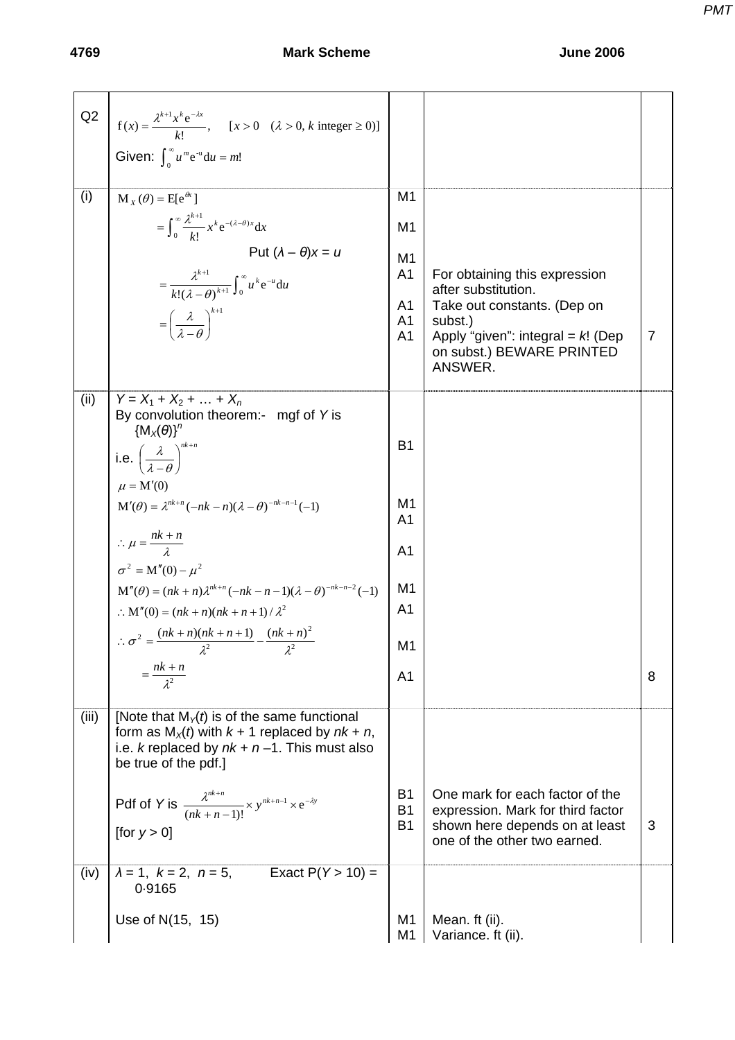| Q2 | $\mathrm{f}(x) = \dfrac{\lambda^{k+1} x^k \mathrm{e}^{-\lambda x}}{k!}$, $\quad [x > 0 \quad (\lambda > 0,\ k \text{ integer} \geq 0)]$<br>Given: $\int_0^\infty u^m \mathrm{e}^{-u} \mathrm{d}u = m!$ | | | |
|---|---|---|---|---|
| (i) | $\mathrm{M}_X(\theta) = \mathrm{E}[\mathrm{e}^{\theta x}]$<br>$= \int_0^\infty \dfrac{\lambda^{k+1}}{k!} x^k \mathrm{e}^{-(\lambda-\theta)x} \mathrm{d}x$<br>Put $(\lambda - \theta)x = u$<br>$= \dfrac{\lambda^{k+1}}{k!(\lambda-\theta)^{k+1}} \int_0^\infty u^k \mathrm{e}^{-u} \mathrm{d}u$<br>$= \left(\dfrac{\lambda}{\lambda-\theta}\right)^{k+1}$ | M1<br>M1<br>M1<br>A1<br><br>A1<br>A1<br>A1 | For obtaining this expression after substitution.<br>Take out constants. (Dep on subst.)<br>Apply "given": integral = $k!$ (Dep on subst.) BEWARE PRINTED ANSWER. | 7 |
| (ii) | $Y = X_1 + X_2 + \ldots + X_n$<br>By convolution theorem:- mgf of $Y$ is $\{\mathrm{M}_X(\theta)\}^n$<br>i.e. $\left(\dfrac{\lambda}{\lambda-\theta}\right)^{nk+n}$<br>$\mu = \mathrm{M}'(0)$<br>$\mathrm{M}'(\theta) = \lambda^{nk+n}(-nk-n)(\lambda-\theta)^{-nk-n-1}(-1)$<br>$\therefore \mu = \dfrac{nk+n}{\lambda}$<br>$\sigma^2 = \mathrm{M}''(0) - \mu^2$<br>$\mathrm{M}''(\theta) = (nk+n)\lambda^{nk+n}(-nk-n-1)(\lambda-\theta)^{-nk-n-2}(-1)$<br>$\therefore \mathrm{M}''(0) = (nk+n)(nk+n+1)/\lambda^2$<br>$\therefore \sigma^2 = \dfrac{(nk+n)(nk+n+1)}{\lambda^2} - \dfrac{(nk+n)^2}{\lambda^2}$<br>$= \dfrac{nk+n}{\lambda^2}$ | B1<br><br>M1<br>A1<br><br>A1<br><br>M1<br>A1<br><br>M1<br><br>A1 | | 8 |
| (iii) | [Note that $\mathrm{M}_Y(t)$ is of the same functional form as $\mathrm{M}_X(t)$ with $k + 1$ replaced by $nk + n$, i.e. $k$ replaced by $nk + n - 1$. This must also be true of the pdf.]<br>Pdf of $Y$ is $\dfrac{\lambda^{nk+n}}{(nk+n-1)!} \times y^{nk+n-1} \times \mathrm{e}^{-\lambda y}$<br>[for $y > 0$] | B1<br>B1<br>B1 | One mark for each factor of the expression. Mark for third factor shown here depends on at least one of the other two earned. | 3 |
| (iv) | $\lambda = 1$, $k = 2$, $n = 5$, Exact $\mathrm{P}(Y > 10) = 0{\cdot}9165$<br>Use of N(15, 15) | M1<br>M1 | Mean. ft (ii).<br>Variance. ft (ii). | |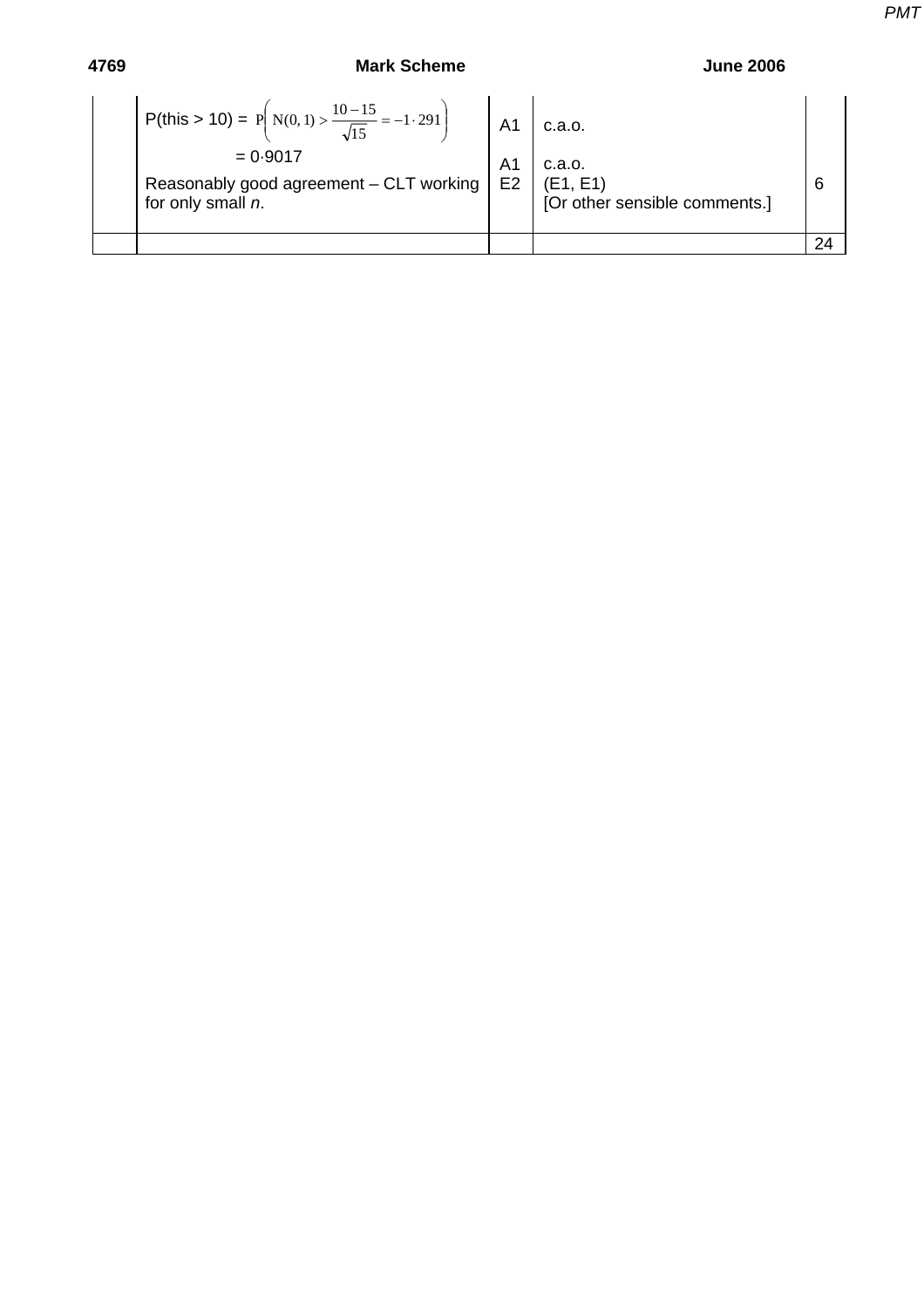| | | | | |
|---|---|---|---|---|
| | P(this > 10) = $P\left(N(0,1) > \frac{10-15}{\sqrt{15}} = -1 \cdot 291\right)$ | A1 | c.a.o. | |
| | = 0·9017 | A1 | c.a.o. | |
| | Reasonably good agreement – CLT working for only small *n*. | E2 | (E1, E1) [Or other sensible comments.] | 6 |
| | | | | 24 |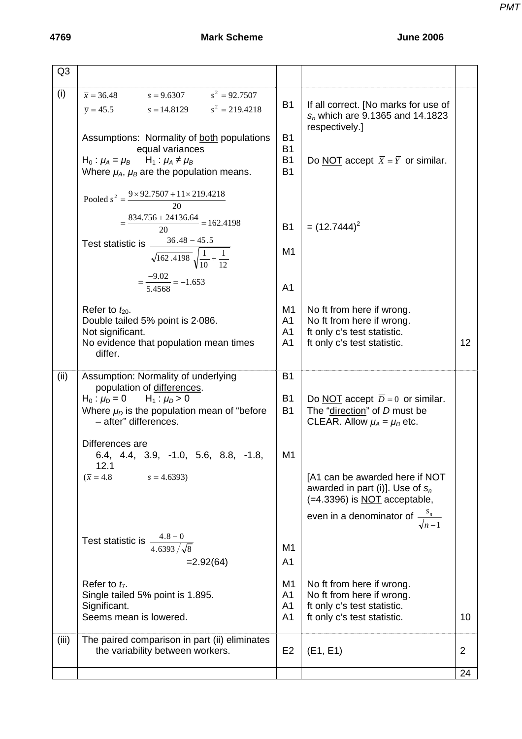| Q3 | | | | |
|---|---|---|---|---|
| (i) | $\bar{x} = 36.48$ $s = 9.6307$ $s^2 = 92.7507$<br>$\bar{y} = 45.5$ $s = 14.8129$ $s^2 = 219.4218$ | B1 | If all correct. [No marks for use of $s_n$ which are 9.1365 and 14.1823 respectively.] | |
| | Assumptions: Normality of both populations | B1 | | |
| | equal variances | B1 | | |
| | $H_0 : \mu_A = \mu_B$ $H_1 : \mu_A \neq \mu_B$ | B1 | Do NOT accept $\bar{X} = \bar{Y}$ or similar. | |
| | Where $\mu_A$, $\mu_B$ are the population means. | B1 | | |
| | Pooled $s^2 = \dfrac{9 \times 92.7507 + 11 \times 219.4218}{20}$<br>$= \dfrac{834.756 + 24136.64}{20} = 162.4198$ | B1 | $= (12.7444)^2$ | |
| | Test statistic is $\dfrac{36.48 - 45.5}{\sqrt{162.4198}\sqrt{\frac{1}{10}+\frac{1}{12}}}$ | M1 | | |
| | $= \dfrac{-9.02}{5.4568} = -1.653$ | A1 | | |
| | Refer to $t_{20}$. | M1 | No ft from here if wrong. | |
| | Double tailed 5% point is 2·086. | A1 | No ft from here if wrong. | |
| | Not significant. | A1 | ft only c's test statistic. | |
| | No evidence that population mean times differ. | A1 | ft only c's test statistic. | 12 |
| (ii) | Assumption: Normality of underlying population of differences. | B1 | | |
| | $H_0 : \mu_D = 0$ $H_1 : \mu_D > 0$ | B1 | Do NOT accept $\bar{D} = 0$ or similar. | |
| | Where $\mu_D$ is the population mean of "before – after" differences. | B1 | The "direction" of $D$ must be CLEAR. Allow $\mu_A = \mu_B$ etc. | |
| | Differences are<br>6.4, 4.4, 3.9, -1.0, 5.6, 8.8, -1.8, 12.1<br>($\bar{x} = 4.8$ $s = 4.6393$) | M1 | [A1 can be awarded here if NOT awarded in part (i)]. Use of $s_n$ (=4.3396) is NOT acceptable, even in a denominator of $\dfrac{s_n}{\sqrt{n-1}}$ | |
| | Test statistic is $\dfrac{4.8 - 0}{4.6393/\sqrt{8}}$ | M1 | | |
| | =2.92(64) | A1 | | |
| | Refer to $t_7$. | M1 | No ft from here if wrong. | |
| | Single tailed 5% point is 1.895. | A1 | No ft from here if wrong. | |
| | Significant. | A1 | ft only c's test statistic. | |
| | Seems mean is lowered. | A1 | ft only c's test statistic. | 10 |
| (iii) | The paired comparison in part (ii) eliminates the variability between workers. | E2 | (E1, E1) | 2 |
| | | | | 24 |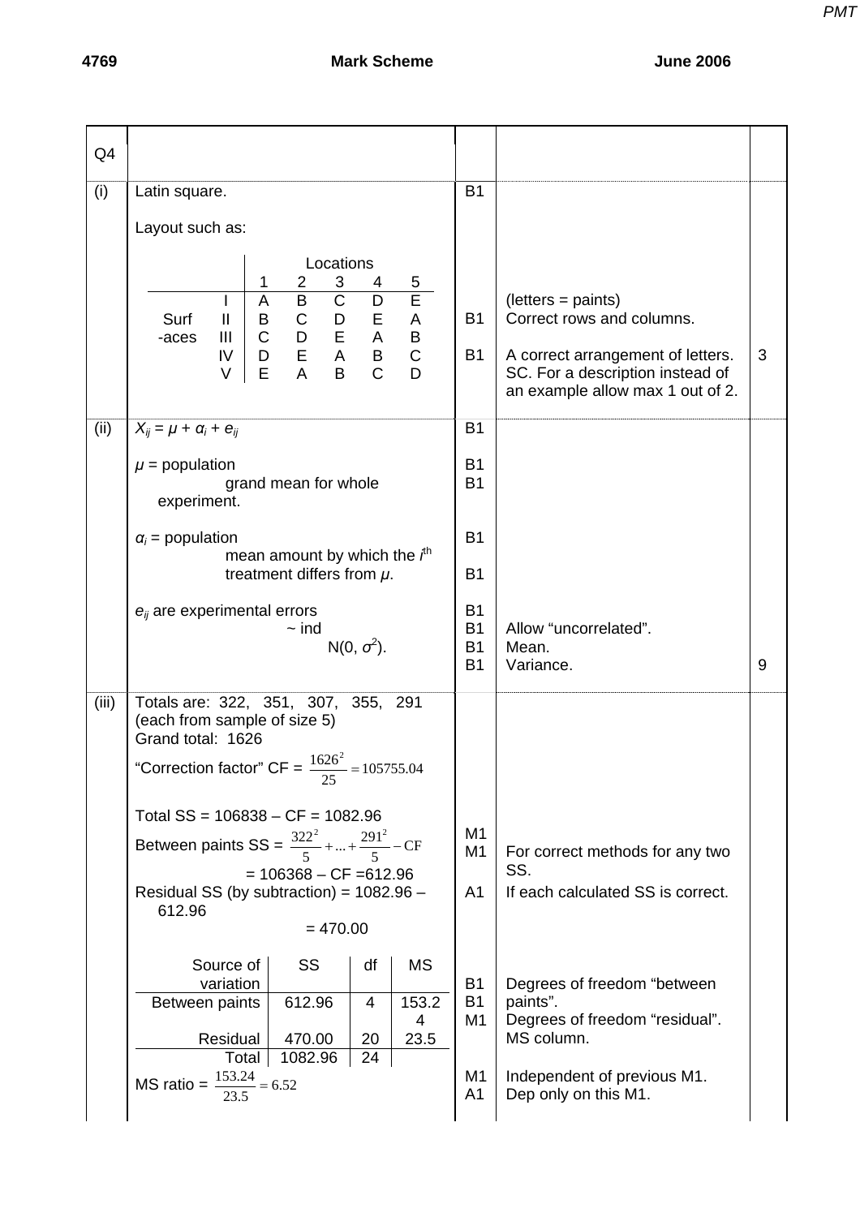| Q4 | | | | |
|---|---|---|---|---|
| (i) | Latin square. | B1 | | |
| | Layout such as: (see table below) | B1 | (letters = paints) Correct rows and columns. | |
| | | B1 | A correct arrangement of letters. SC. For a description instead of an example allow max 1 out of 2. | 3 |
| (ii) | $X_{ij} = \mu + \alpha_i + e_{ij}$ | B1 | | |
| | $\mu$ = population | B1 | | |
| | grand mean for whole experiment. | B1 | | |
| | $\alpha_i$ = population | B1 | | |
| | mean amount by which the $i^{th}$ | | | |
| | treatment differs from $\mu$. | B1 | | |
| | $e_{ij}$ are experimental errors | B1 | | |
| | ~ ind | B1 | Allow "uncorrelated". | |
| | N(0, $\sigma^2$). | B1 | Mean. | |
| | | B1 | Variance. | 9 |
| (iii) | Totals are: 322, 351, 307, 355, 291 (each from sample of size 5) Grand total: 1626 | | | |
| | "Correction factor" CF = $\frac{1626^2}{25} = 105755.04$ | | | |
| | Total SS = 106838 – CF = 1082.96 | M1 | | |
| | Between paints SS = $\frac{322^2}{5} + ... + \frac{291^2}{5} - \text{CF}$ = 106368 – CF =612.96 | M1 | For correct methods for any two SS. | |
| | Residual SS (by subtraction) = 1082.96 – 612.96 = 470.00 | A1 | If each calculated SS is correct. | |
| | (see ANOVA table below) | B1 | Degrees of freedom "between paints". | |
| | | B1 | Degrees of freedom "residual". | |
| | | M1 | MS column. | |
| | MS ratio = $\frac{153.24}{23.5} = 6.52$ | M1 | Independent of previous M1. | |
| | | A1 | Dep only on this M1. | |

Layout for (i):

| | | Locations | | | | |
|---|---|---|---|---|---|---|
| | | 1 | 2 | 3 | 4 | 5 |
| Surf-aces | I | A | B | C | D | E |
| | II | B | C | D | E | A |
| | III | C | D | E | A | B |
| | IV | D | E | A | B | C |
| | V | E | A | B | C | D |

ANOVA table for (iii):

| Source of variation | SS | df | MS |
|---|---|---|---|
| Between paints | 612.96 | 4 | 153.24 |
| Residual | 470.00 | 20 | 23.5 |
| Total | 1082.96 | 24 | |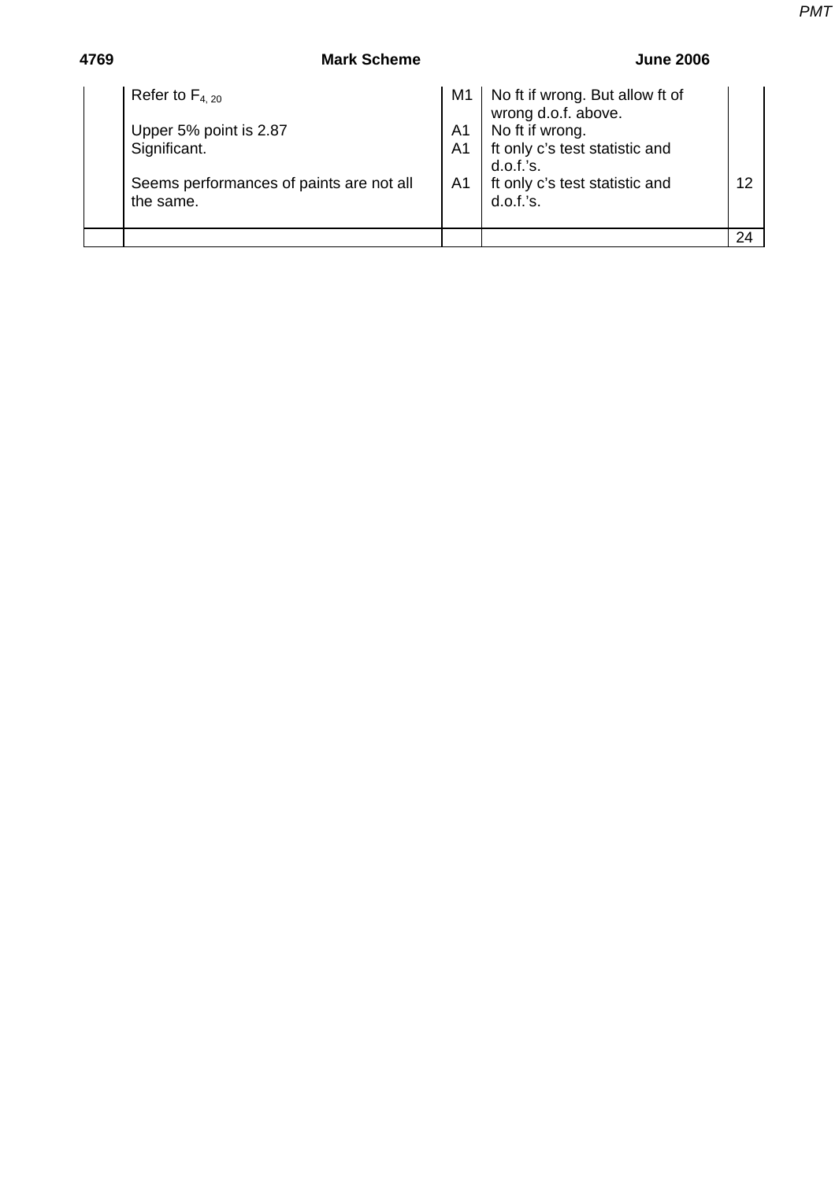| | | | | |
|---|---|---|---|---|
| | Refer to $F_{4, 20}$ | M1 | No ft if wrong. But allow ft of wrong d.o.f. above. | |
| | Upper 5% point is 2.87 | A1 | No ft if wrong. | |
| | Significant. | A1 | ft only c's test statistic and d.o.f.'s. | |
| | Seems performances of paints are not all the same. | A1 | ft only c's test statistic and d.o.f.'s. | 12 |
| | | | | 24 |